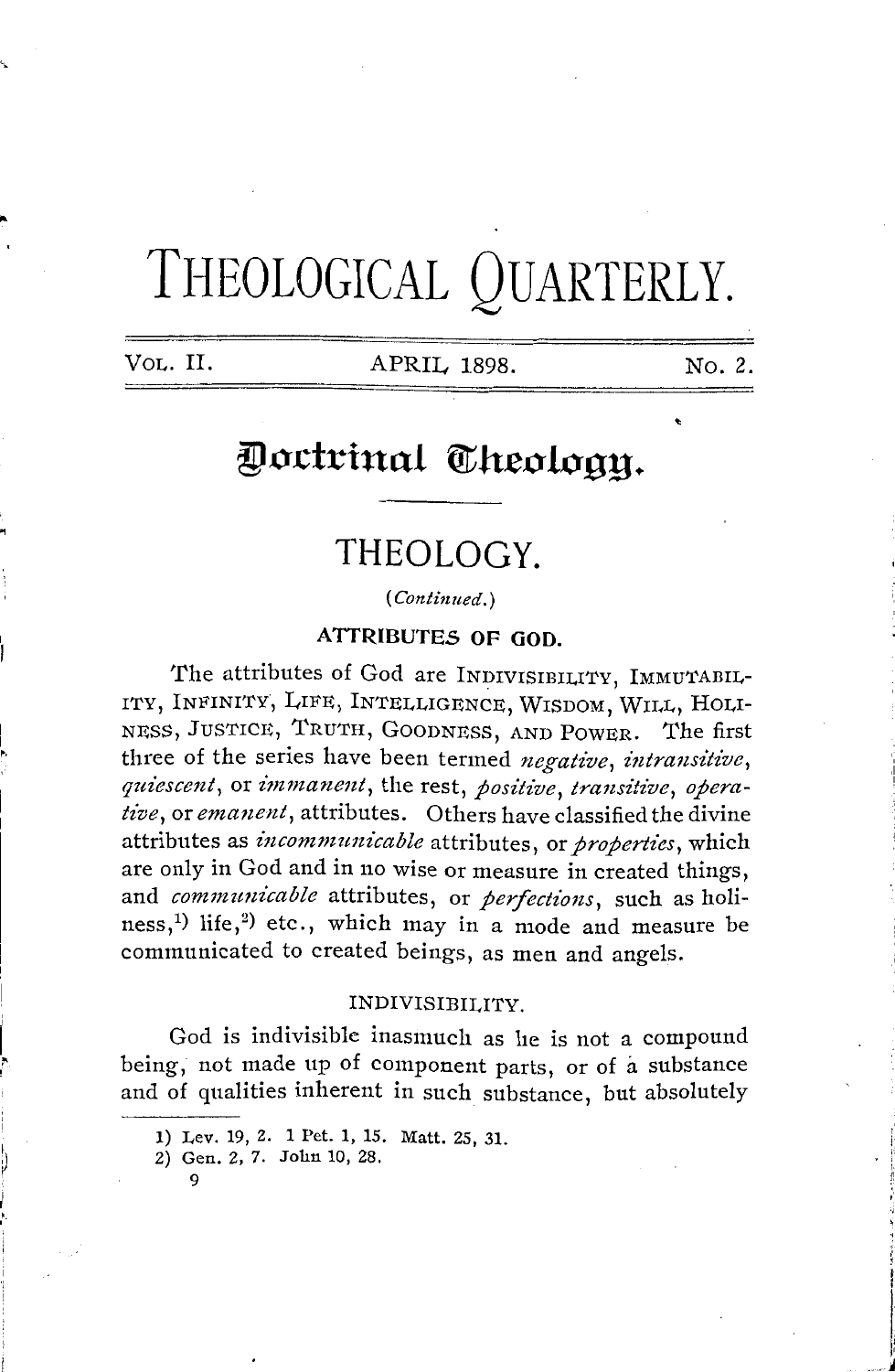# THEOLOGICAL QUARTERLY.

VOL. II. APRIL 1898. No. 2.

## Doctrinal Theology.

## THEOLOGY.

*(Continued.)*

### ATTRIBUTES OF GOD.

The attributes of God are INDIVISIBILITY, IMMUTABILITY, INFINITY, LIFE, INTELLIGENCE, WISDOM, WILL, HOLINESS, JUSTICE, TRUTH, GOODNESS, AND POWER. The first three of the series have been termed *negative*, *intransitive*, *quiescent*, or *immanent*, the rest, *positive*, *transitive*, *operative*, or *emanent*, attributes. Others have classified the divine attributes as *incommunicable* attributes, or *properties*, which are only in God and in no wise or measure in created things, and *communicable* attributes, or *perfections*, such as holiness,[1] life,[2] etc., which may in a mode and measure be communicated to created beings, as men and angels.

#### INDIVISIBILITY.

God is indivisible inasmuch as he is not a compound being, not made up of component parts, or of a substance and of qualities inherent in such substance, but absolutely

1) Lev. 19, 2. 1 Pet. 1, 15. Matt. 25, 31.
2) Gen. 2, 7. John 10, 28.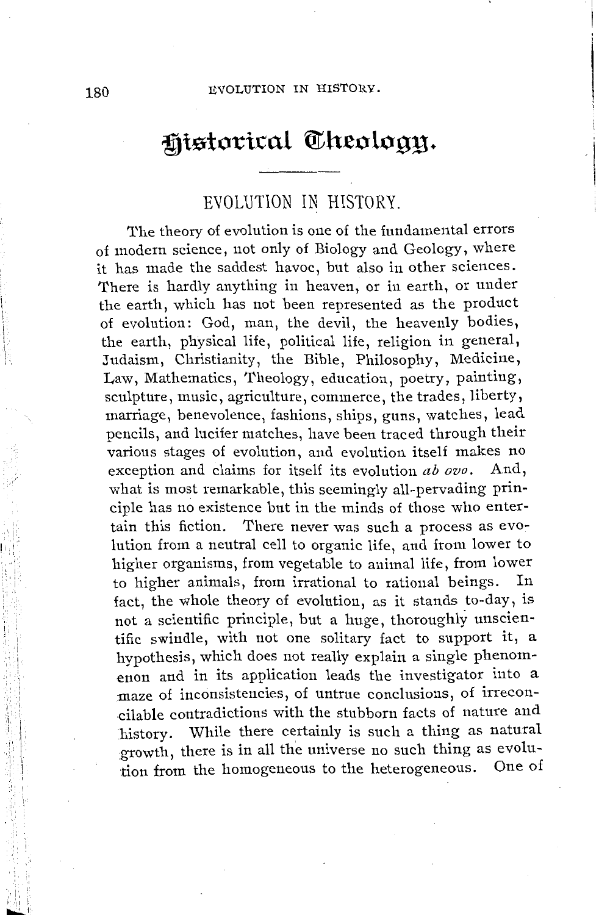# Historical Theology.

## EVOLUTION IN HISTORY.

The theory of evolution is one of the fundamental errors of modern science, not only of Biology and Geology, where it has made the saddest havoc, but also in other sciences. There is hardly anything in heaven, or in earth, or under the earth, which has not been represented as the product of evolution: God, man, the devil, the heavenly bodies, the earth, physical life, political life, religion in general, Judaism, Christianity, the Bible, Philosophy, Medicine, Law, Mathematics, Theology, education, poetry, painting, sculpture, music, agriculture, commerce, the trades, liberty, marriage, benevolence, fashions, ships, guns, watches, lead pencils, and lucifer matches, have been traced through their various stages of evolution, and evolution itself makes no exception and claims for itself its evolution *ab ovo*. And, what is most remarkable, this seemingly all-pervading principle has no existence but in the minds of those who entertain this fiction. There never was such a process as evolution from a neutral cell to organic life, and from lower to higher organisms, from vegetable to animal life, from lower to higher animals, from irrational to rational beings. In fact, the whole theory of evolution, as it stands to-day, is not a scientific principle, but a huge, thoroughly unscientific swindle, with not one solitary fact to support it, a hypothesis, which does not really explain a single phenomenon and in its application leads the investigator into a maze of inconsistencies, of untrue conclusions, of irreconcilable contradictions with the stubborn facts of nature and history. While there certainly is such a thing as natural growth, there is in all the universe no such thing as evolution from the homogeneous to the heterogeneous. One of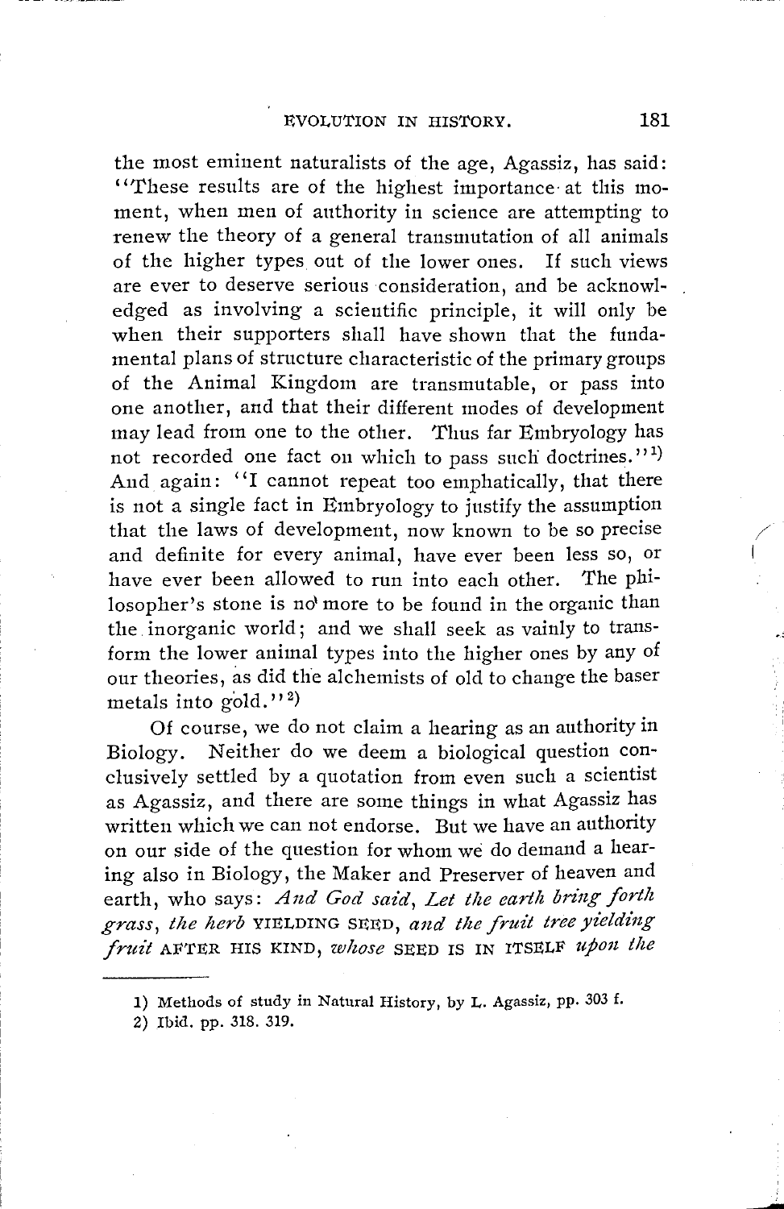the most eminent naturalists of the age, Agassiz, has said: "These results are of the highest importance at this moment, when men of authority in science are attempting to renew the theory of a general transmutation of all animals of the higher types out of the lower ones. If such views are ever to deserve serious consideration, and be acknowledged as involving a scientific principle, it will only be when their supporters shall have shown that the fundamental plans of structure characteristic of the primary groups of the Animal Kingdom are transmutable, or pass into one another, and that their different modes of development may lead from one to the other. Thus far Embryology has not recorded one fact on which to pass such doctrines."[1] And again: "I cannot repeat too emphatically, that there is not a single fact in Embryology to justify the assumption that the laws of development, now known to be so precise and definite for every animal, have ever been less so, or have ever been allowed to run into each other. The philosopher's stone is no more to be found in the organic than the inorganic world; and we shall seek as vainly to transform the lower animal types into the higher ones by any of our theories, as did the alchemists of old to change the baser metals into gold."[2]

Of course, we do not claim a hearing as an authority in Biology. Neither do we deem a biological question conclusively settled by a quotation from even such a scientist as Agassiz, and there are some things in what Agassiz has written which we can not endorse. But we have an authority on our side of the question for whom we do demand a hearing also in Biology, the Maker and Preserver of heaven and earth, who says: *And God said, Let the earth bring forth grass, the herb* YIELDING SEED, *and the fruit tree yielding fruit* AFTER HIS KIND, *whose* SEED IS IN ITSELF *upon the*

---

1) Methods of study in Natural History, by L. Agassiz, pp. 303 f.

2) Ibid. pp. 318. 319.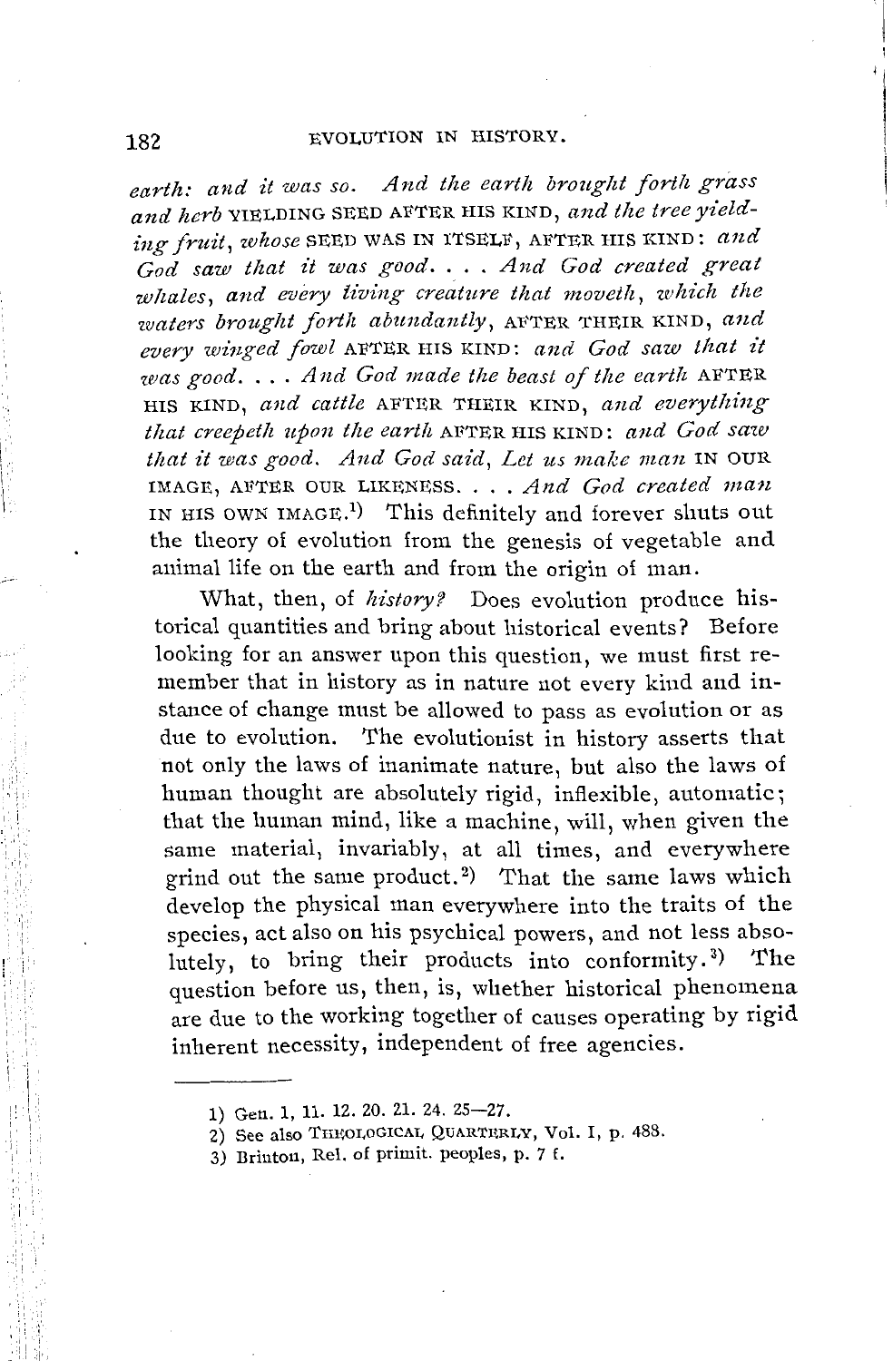*earth: and it was so. And the earth brought forth grass and herb* YIELDING SEED AFTER HIS KIND, *and the tree yielding fruit, whose* SEED WAS IN ITSELF, AFTER HIS KIND: *and God saw that it was good. . . . And God created great whales, and every living creature that moveth, which the waters brought forth abundantly,* AFTER THEIR KIND, *and every winged fowl* AFTER HIS KIND: *and God saw that it was good. . . . And God made the beast of the earth* AFTER HIS KIND, *and cattle* AFTER THEIR KIND, *and everything that creepeth upon the earth* AFTER HIS KIND: *and God saw that it was good. And God said, Let us make man* IN OUR IMAGE, AFTER OUR LIKENESS. . . . *And God created man* IN HIS OWN IMAGE.[1] This definitely and forever shuts out the theory of evolution from the genesis of vegetable and animal life on the earth and from the origin of man.

What, then, of *history?* Does evolution produce historical quantities and bring about historical events? Before looking for an answer upon this question, we must first remember that in history as in nature not every kind and instance of change must be allowed to pass as evolution or as due to evolution. The evolutionist in history asserts that not only the laws of inanimate nature, but also the laws of human thought are absolutely rigid, inflexible, automatic; that the human mind, like a machine, will, when given the same material, invariably, at all times, and everywhere grind out the same product.[2] That the same laws which develop the physical man everywhere into the traits of the species, act also on his psychical powers, and not less absolutely, to bring their products into conformity.[3] The question before us, then, is, whether historical phenomena are due to the working together of causes operating by rigid inherent necessity, independent of free agencies.

---

1) Gen. 1, 11. 12. 20. 21. 24. 25—27.

2) See also THEOLOGICAL QUARTERLY, Vol. I, p. 488.

3) Brinton, Rel. of primit. peoples, p. 7 f.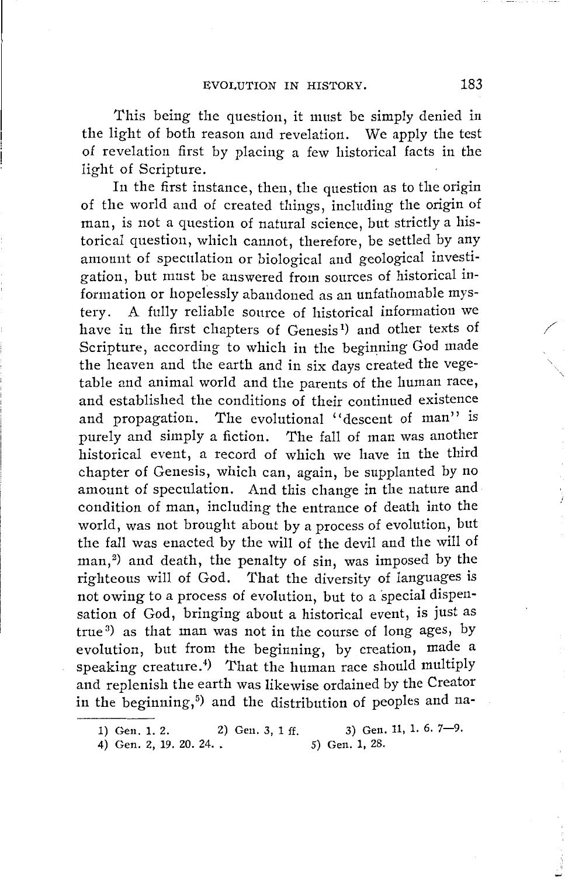This being the question, it must be simply denied in the light of both reason and revelation. We apply the test of revelation first by placing a few historical facts in the light of Scripture.

In the first instance, then, the question as to the origin of the world and of created things, including the origin of man, is not a question of natural science, but strictly a historical question, which cannot, therefore, be settled by any amount of speculation or biological and geological investigation, but must be answered from sources of historical information or hopelessly abandoned as an unfathomable mystery. A fully reliable source of historical information we have in the first chapters of Genesis[1]) and other texts of Scripture, according to which in the beginning God made the heaven and the earth and in six days created the vegetable and animal world and the parents of the human race, and established the conditions of their continued existence and propagation. The evolutional "descent of man" is purely and simply a fiction. The fall of man was another historical event, a record of which we have in the third chapter of Genesis, which can, again, be supplanted by no amount of speculation. And this change in the nature and condition of man, including the entrance of death into the world, was not brought about by a process of evolution, but the fall was enacted by the will of the devil and the will of man,[2]) and death, the penalty of sin, was imposed by the righteous will of God. That the diversity of languages is not owing to a process of evolution, but to a special dispensation of God, bringing about a historical event, is just as true[3]) as that man was not in the course of long ages, by evolution, but from the beginning, by creation, made a speaking creature.[4]) That the human race should multiply and replenish the earth was likewise ordained by the Creator in the beginning,[5]) and the distribution of peoples and na-

---

1) Gen. 1. 2. 2) Gen. 3, 1 ff. 3) Gen. 11, 1. 6. 7—9.
4) Gen. 2, 19. 20. 24. 5) Gen. 1, 28.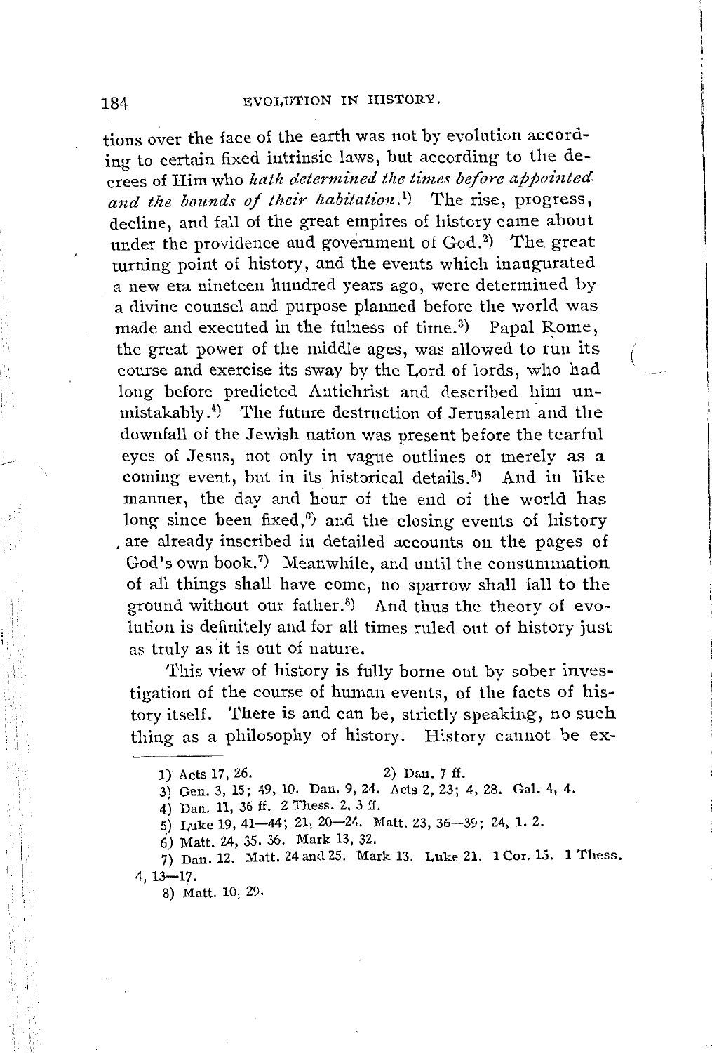tions over the face of the earth was not by evolution according to certain fixed intrinsic laws, but according to the decrees of Him who *hath determined the times before appointed and the bounds of their habitation.*[1] The rise, progress, decline, and fall of the great empires of history came about under the providence and government of God.[2] The great turning point of history, and the events which inaugurated a new era nineteen hundred years ago, were determined by a divine counsel and purpose planned before the world was made and executed in the fulness of time.[3] Papal Rome, the great power of the middle ages, was allowed to run its course and exercise its sway by the Lord of lords, who had long before predicted Antichrist and described him unmistakably.[4] The future destruction of Jerusalem and the downfall of the Jewish nation was present before the tearful eyes of Jesus, not only in vague outlines or merely as a coming event, but in its historical details.[5] And in like manner, the day and hour of the end of the world has long since been fixed,[6] and the closing events of history are already inscribed in detailed accounts on the pages of God's own book.[7] Meanwhile, and until the consummation of all things shall have come, no sparrow shall fall to the ground without our father.[8] And thus the theory of evolution is definitely and for all times ruled out of history just as truly as it is out of nature.

This view of history is fully borne out by sober investigation of the course of human events, of the facts of history itself. There is and can be, strictly speaking, no such thing as a philosophy of history. History cannot be ex-

---

1) Acts 17, 26. 2) Dan. 7 ff.

3) Gen. 3, 15; 49, 10. Dan. 9, 24. Acts 2, 23; 4, 28. Gal. 4, 4.

4) Dan. 11, 36 ff. 2 Thess. 2, 3 ff.

5) Luke 19, 41—44; 21, 20—24. Matt. 23, 36—39; 24, 1. 2.

6) Matt. 24, 35. 36. Mark 13, 32.

7) Dan. 12. Matt. 24 and 25. Mark 13. Luke 21. 1 Cor. 15. 1 Thess. 4, 13—17.

8) Matt. 10, 29.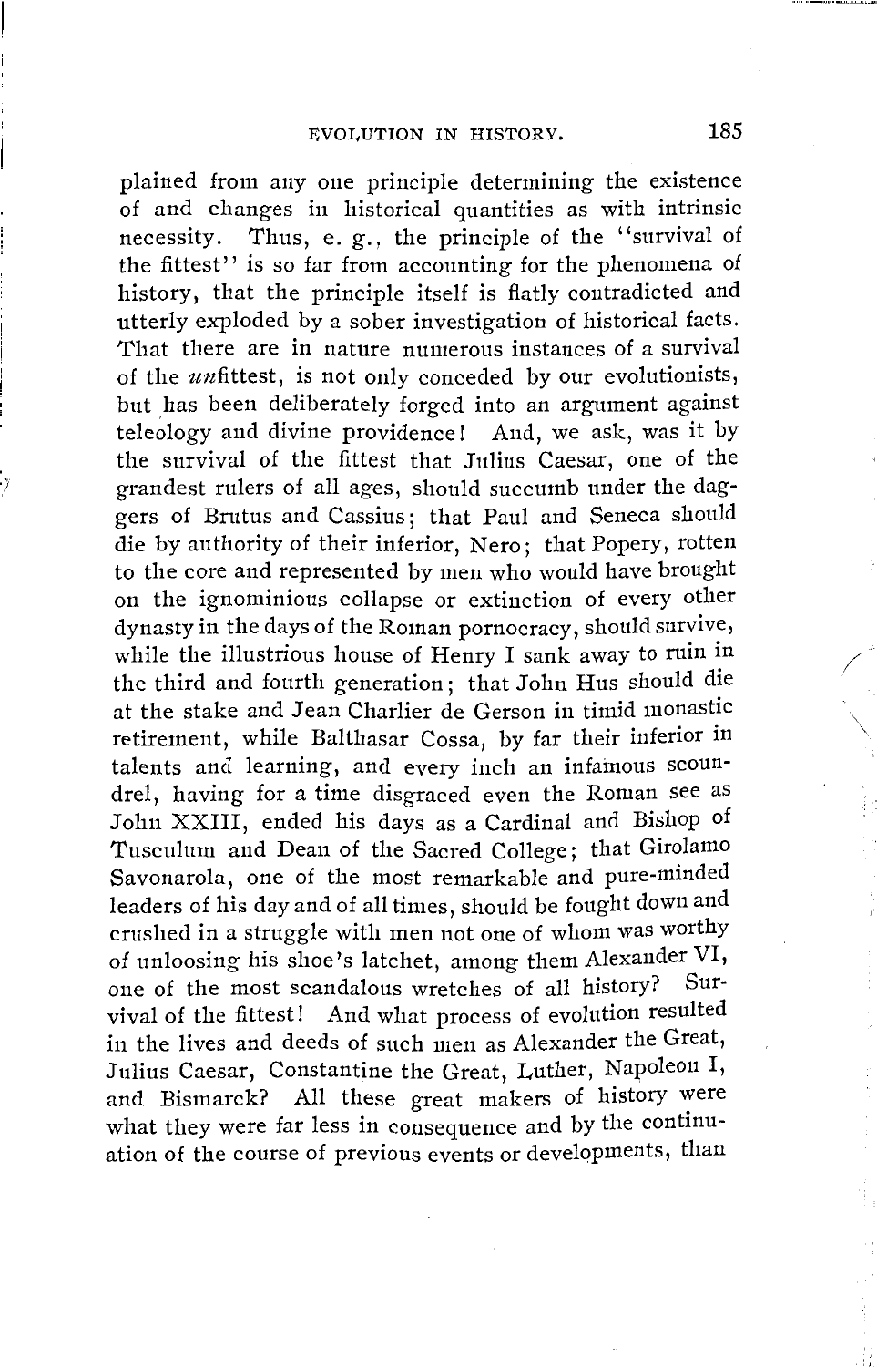plained from any one principle determining the existence of and changes in historical quantities as with intrinsic necessity. Thus, e. g., the principle of the "survival of the fittest" is so far from accounting for the phenomena of history, that the principle itself is flatly contradicted and utterly exploded by a sober investigation of historical facts. That there are in nature numerous instances of a survival of the *un*fittest, is not only conceded by our evolutionists, but has been deliberately forged into an argument against teleology and divine providence! And, we ask, was it by the survival of the fittest that Julius Caesar, one of the grandest rulers of all ages, should succumb under the daggers of Brutus and Cassius; that Paul and Seneca should die by authority of their inferior, Nero; that Popery, rotten to the core and represented by men who would have brought on the ignominious collapse or extinction of every other dynasty in the days of the Roman pornocracy, should survive, while the illustrious house of Henry I sank away to ruin in the third and fourth generation; that John Hus should die at the stake and Jean Charlier de Gerson in timid monastic retirement, while Balthasar Cossa, by far their inferior in talents and learning, and every inch an infamous scoundrel, having for a time disgraced even the Roman see as John XXIII, ended his days as a Cardinal and Bishop of Tusculum and Dean of the Sacred College; that Girolamo Savonarola, one of the most remarkable and pure-minded leaders of his day and of all times, should be fought down and crushed in a struggle with men not one of whom was worthy of unloosing his shoe's latchet, among them Alexander VI, one of the most scandalous wretches of all history? Survival of the fittest! And what process of evolution resulted in the lives and deeds of such men as Alexander the Great, Julius Caesar, Constantine the Great, Luther, Napoleon I, and Bismarck? All these great makers of history were what they were far less in consequence and by the continuation of the course of previous events or developments, than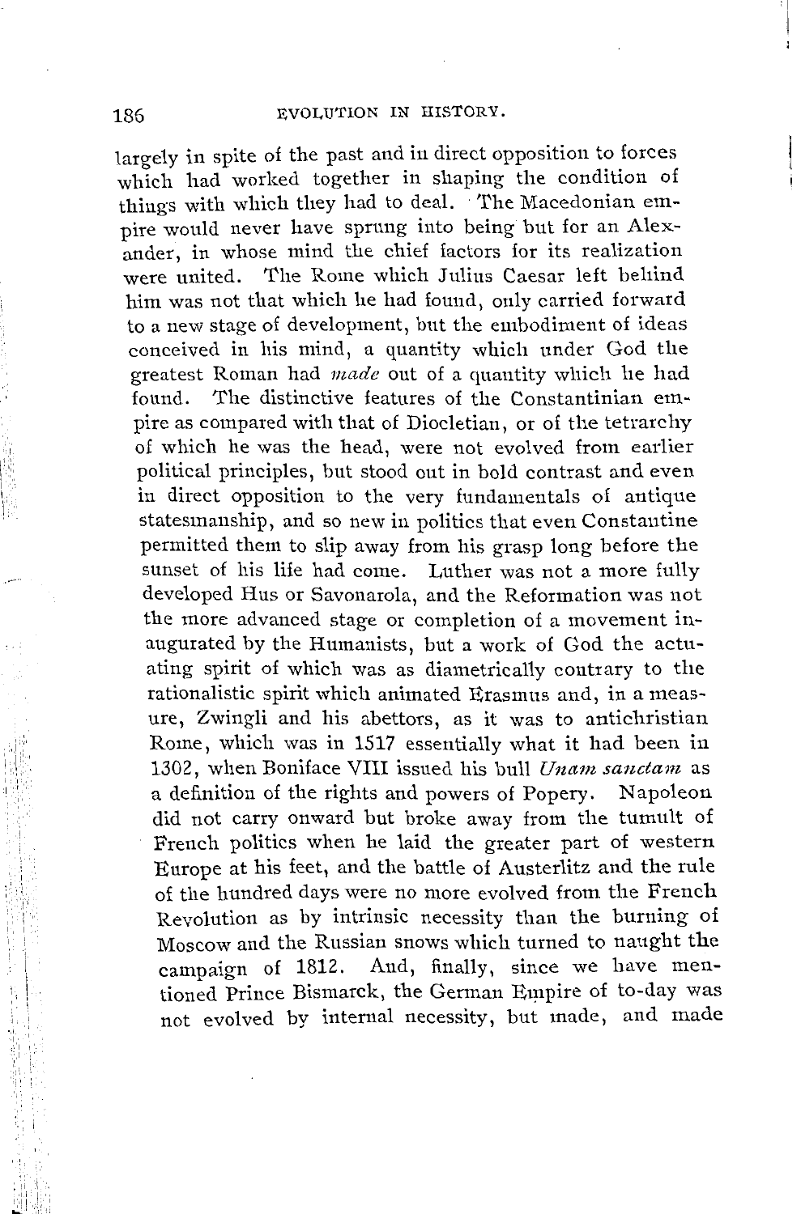largely in spite of the past and in direct opposition to forces which had worked together in shaping the condition of things with which they had to deal. The Macedonian empire would never have sprung into being but for an Alexander, in whose mind the chief factors for its realization were united. The Rome which Julius Caesar left behind him was not that which he had found, only carried forward to a new stage of development, but the embodiment of ideas conceived in his mind, a quantity which under God the greatest Roman had *made* out of a quantity which he had found. The distinctive features of the Constantinian empire as compared with that of Diocletian, or of the tetrarchy of which he was the head, were not evolved from earlier political principles, but stood out in bold contrast and even in direct opposition to the very fundamentals of antique statesmanship, and so new in politics that even Constantine permitted them to slip away from his grasp long before the sunset of his life had come. Luther was not a more fully developed Hus or Savonarola, and the Reformation was not the more advanced stage or completion of a movement inaugurated by the Humanists, but a work of God the actuating spirit of which was as diametrically contrary to the rationalistic spirit which animated Erasmus and, in a measure, Zwingli and his abettors, as it was to antichristian Rome, which was in 1517 essentially what it had been in 1302, when Boniface VIII issued his bull *Unam sanctam* as a definition of the rights and powers of Popery. Napoleon did not carry onward but broke away from the tumult of French politics when he laid the greater part of western Europe at his feet, and the battle of Austerlitz and the rule of the hundred days were no more evolved from the French Revolution as by intrinsic necessity than the burning of Moscow and the Russian snows which turned to naught the campaign of 1812. And, finally, since we have mentioned Prince Bismarck, the German Empire of to-day was not evolved by internal necessity, but made, and made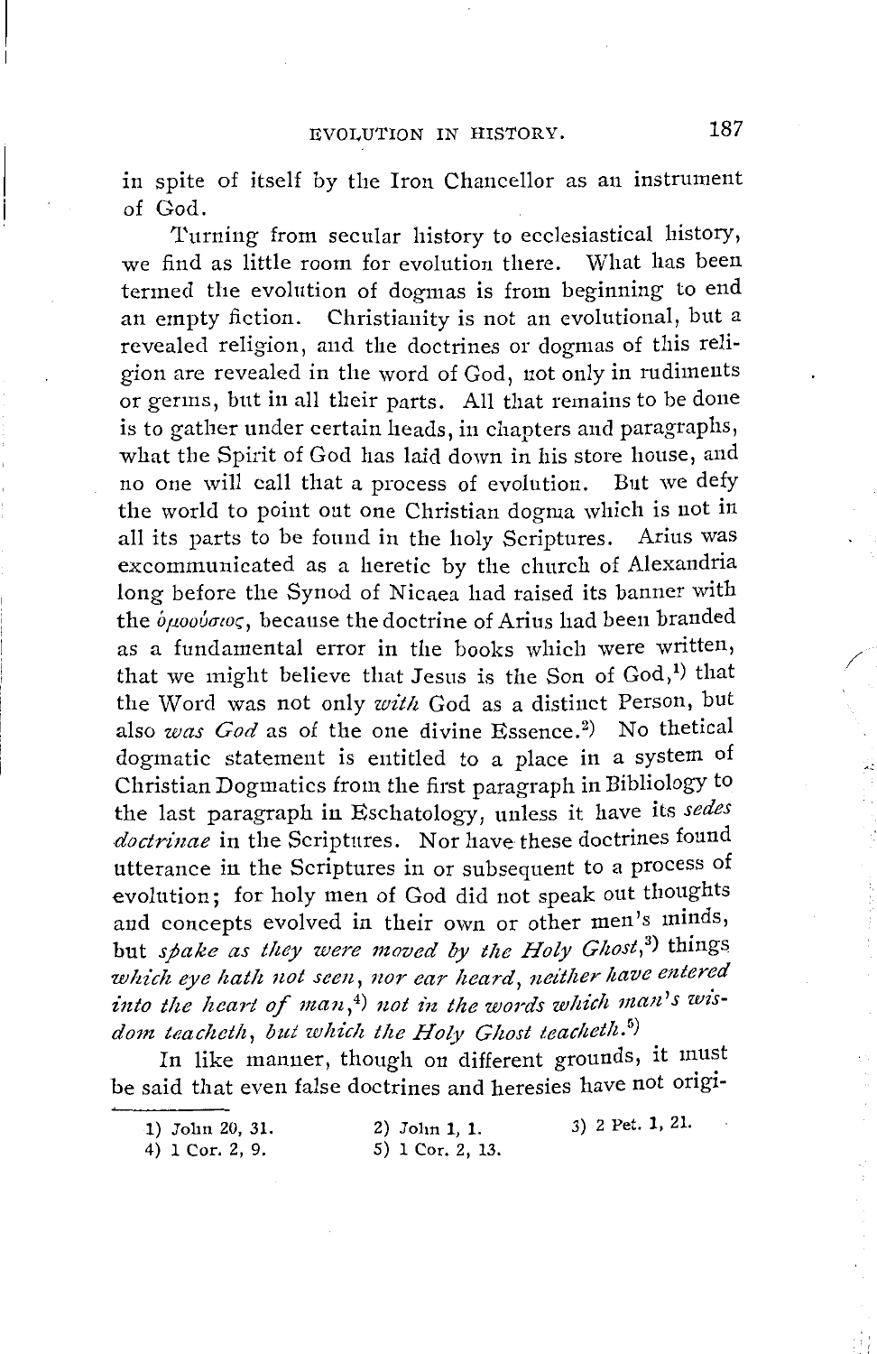in spite of itself by the Iron Chancellor as an instrument of God.

Turning from secular history to ecclesiastical history, we find as little room for evolution there. What has been termed the evolution of dogmas is from beginning to end an empty fiction. Christianity is not an evolutional, but a revealed religion, and the doctrines or dogmas of this religion are revealed in the word of God, not only in rudiments or germs, but in all their parts. All that remains to be done is to gather under certain heads, in chapters and paragraphs, what the Spirit of God has laid down in his store house, and no one will call that a process of evolution. But we defy the world to point out one Christian dogma which is not in all its parts to be found in the holy Scriptures. Arius was excommunicated as a heretic by the church of Alexandria long before the Synod of Nicaea had raised its banner with the ὁμοούσιος, because the doctrine of Arius had been branded as a fundamental error in the books which were written, that we might believe that Jesus is the Son of God,[1] that the Word was not only *with* God as a distinct Person, but also *was God* as of the one divine Essence.[2] No thetical dogmatic statement is entitled to a place in a system of Christian Dogmatics from the first paragraph in Bibliology to the last paragraph in Eschatology, unless it have its *sedes doctrinae* in the Scriptures. Nor have these doctrines found utterance in the Scriptures in or subsequent to a process of evolution; for holy men of God did not speak out thoughts and concepts evolved in their own or other men's minds, but *spake as they were moved by the Holy Ghost*,[3] things *which eye hath not seen, nor ear heard, neither have entered into the heart of man*,[4] *not in the words which man's wisdom teacheth, but which the Holy Ghost teacheth.*[5]

In like manner, though on different grounds, it must be said that even false doctrines and heresies have not origi-

---

1) John 20, 31.
2) John 1, 1.
3) 2 Pet. 1, 21.
4) 1 Cor. 2, 9.
5) 1 Cor. 2, 13.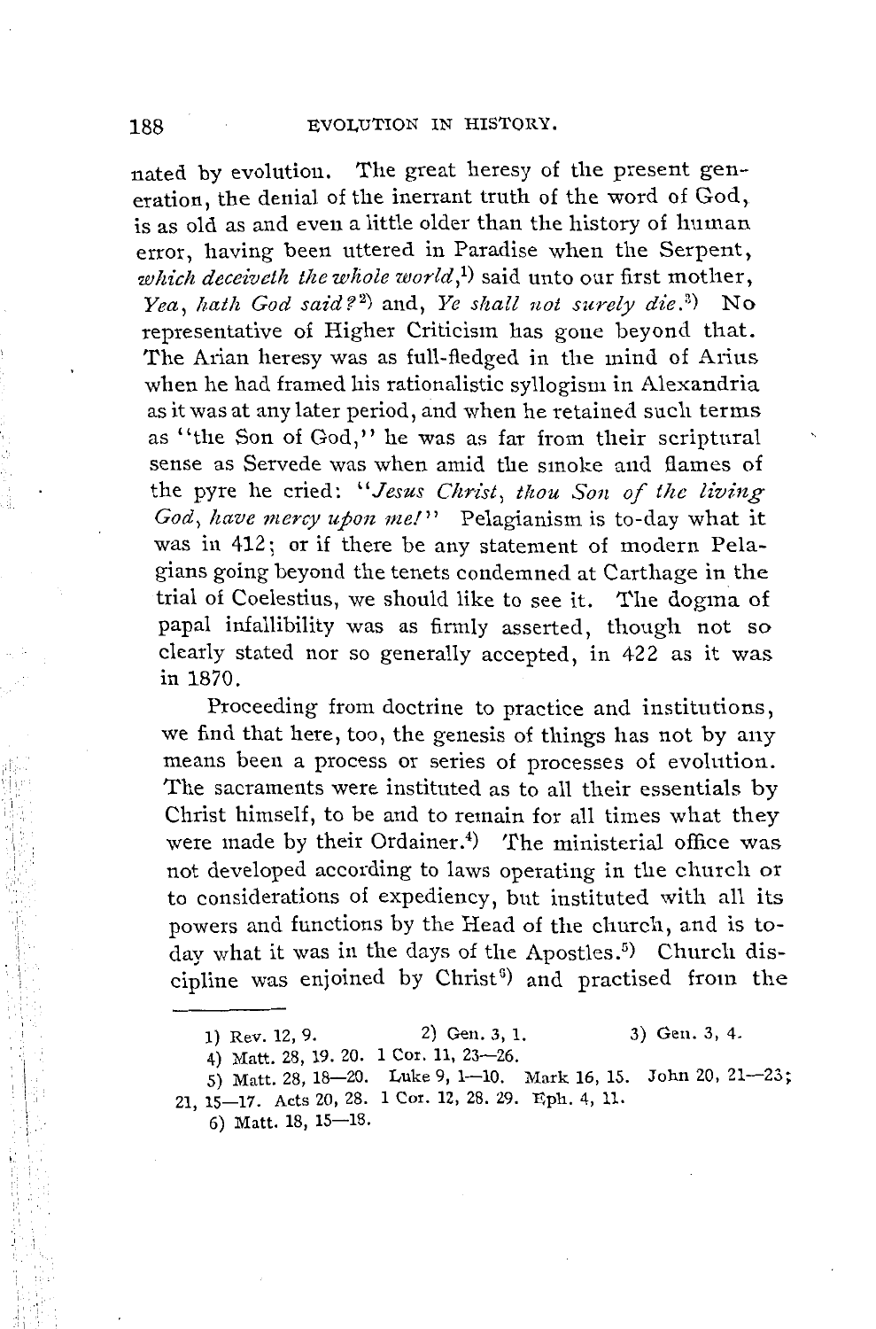nated by evolution. The great heresy of the present generation, the denial of the inerrant truth of the word of God, is as old as and even a little older than the history of human error, having been uttered in Paradise when the Serpent, *which deceiveth the whole world*,[1] said unto our first mother, *Yea, hath God said?*[2] and, *Ye shall not surely die.*[3] No representative of Higher Criticism has gone beyond that. The Arian heresy was as full-fledged in the mind of Arius when he had framed his rationalistic syllogism in Alexandria as it was at any later period, and when he retained such terms as "the Son of God," he was as far from their scriptural sense as Servede was when amid the smoke and flames of the pyre he cried: "*Jesus Christ, thou Son of the living God, have mercy upon me!*" Pelagianism is to-day what it was in 412; or if there be any statement of modern Pelagians going beyond the tenets condemned at Carthage in the trial of Coelestius, we should like to see it. The dogma of papal infallibility was as firmly asserted, though not so clearly stated nor so generally accepted, in 422 as it was in 1870.

Proceeding from doctrine to practice and institutions, we find that here, too, the genesis of things has not by any means been a process or series of processes of evolution. The sacraments were instituted as to all their essentials by Christ himself, to be and to remain for all times what they were made by their Ordainer.[4] The ministerial office was not developed according to laws operating in the church or to considerations of expediency, but instituted with all its powers and functions by the Head of the church, and is to-day what it was in the days of the Apostles.[5] Church discipline was enjoined by Christ[6] and practised from the

---

1) Rev. 12, 9. 2) Gen. 3, 1. 3) Gen. 3, 4.

4) Matt. 28, 19. 20. 1 Cor. 11, 23—26.

5) Matt. 28, 18—20. Luke 9, 1—10. Mark 16, 15. John 20, 21—23; 21, 15—17. Acts 20, 28. 1 Cor. 12, 28. 29. Eph. 4, 11.

6) Matt. 18, 15—18.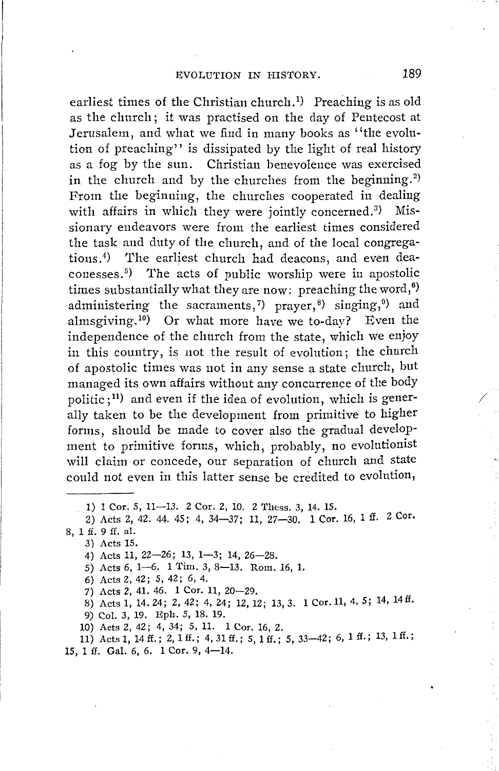earliest times of the Christian church.[1] Preaching is as old as the church; it was practised on the day of Pentecost at Jerusalem, and what we find in many books as "the evolution of preaching" is dissipated by the light of real history as a fog by the sun. Christian benevolence was exercised in the church and by the churches from the beginning.[2] From the beginning, the churches cooperated in dealing with affairs in which they were jointly concerned.[3] Missionary endeavors were from the earliest times considered the task and duty of the church, and of the local congregations.[4] The earliest church had deacons, and even deaconesses.[5] The acts of public worship were in apostolic times substantially what they are now: preaching the word,[6] administering the sacraments,[7] prayer,[8] singing,[9] and almsgiving.[10] Or what more have we to-day? Even the independence of the church from the state, which we enjoy in this country, is not the result of evolution; the church of apostolic times was not in any sense a state church, but managed its own affairs without any concurrence of the body politic;[11] and even if the idea of evolution, which is generally taken to be the development from primitive to higher forms, should be made to cover also the gradual development to primitive forms, which, probably, no evolutionist will claim or concede, our separation of church and state could not even in this latter sense be credited to evolution,

---

1) 1 Cor. 5, 11—13. 2 Cor. 2, 10. 2 Thess. 3, 14. 15.

2) Acts 2, 42. 44. 45; 4, 34—37; 11, 27—30. 1 Cor. 16, 1 ff. 2 Cor. 8, 1 ff. 9 ff. al.

3) Acts 15.

4) Acts 11, 22—26; 13, 1—3; 14, 26—28.

5) Acts 6, 1—6. 1 Tim. 3, 8—13. Rom. 16, 1.

6) Acts 2, 42; 5, 42; 6, 4.

7) Acts 2, 41. 46. 1 Cor. 11, 20—29.

8) Acts 1, 14. 24; 2, 42; 4, 24; 12, 12; 13, 3. 1 Cor. 11, 4. 5; 14, 14 ff.

9) Col. 3, 19. Eph. 5, 18. 19.

10) Acts 2, 42; 4, 34; 5, 11. 1 Cor. 16, 2.

11) Acts 1, 14 ff.; 2, 1 ff.; 4, 31 ff.; 5, 1 ff.; 5, 33—42; 6, 1 ff.; 13, 1 ff.; 15, 1 ff. Gal. 6, 6. 1 Cor. 9, 4—14.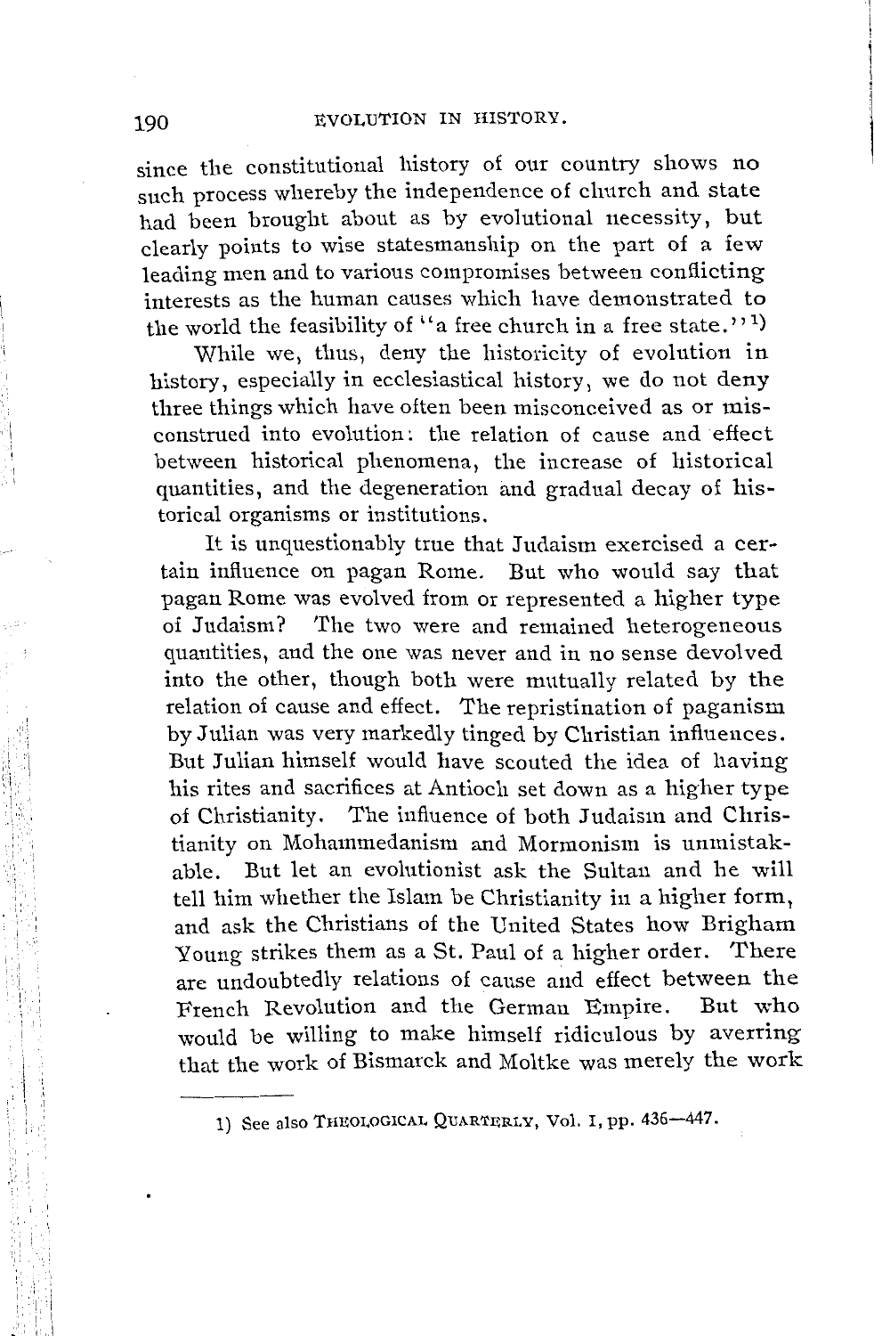since the constitutional history of our country shows no such process whereby the independence of church and state had been brought about as by evolutional necessity, but clearly points to wise statesmanship on the part of a few leading men and to various compromises between conflicting interests as the human causes which have demonstrated to the world the feasibility of "a free church in a free state."[1]

While we, thus, deny the historicity of evolution in history, especially in ecclesiastical history, we do not deny three things which have often been misconceived as or misconstrued into evolution: the relation of cause and effect between historical phenomena, the increase of historical quantities, and the degeneration and gradual decay of historical organisms or institutions.

It is unquestionably true that Judaism exercised a certain influence on pagan Rome. But who would say that pagan Rome was evolved from or represented a higher type of Judaism? The two were and remained heterogeneous quantities, and the one was never and in no sense devolved into the other, though both were mutually related by the relation of cause and effect. The repristination of paganism by Julian was very markedly tinged by Christian influences. But Julian himself would have scouted the idea of having his rites and sacrifices at Antioch set down as a higher type of Christianity. The influence of both Judaism and Christianity on Mohammedanism and Mormonism is unmistakable. But let an evolutionist ask the Sultan and he will tell him whether the Islam be Christianity in a higher form, and ask the Christians of the United States how Brigham Young strikes them as a St. Paul of a higher order. There are undoubtedly relations of cause and effect between the French Revolution and the German Empire. But who would be willing to make himself ridiculous by averring that the work of Bismarck and Moltke was merely the work

---

1) See also THEOLOGICAL QUARTERLY, Vol. I, pp. 436—447.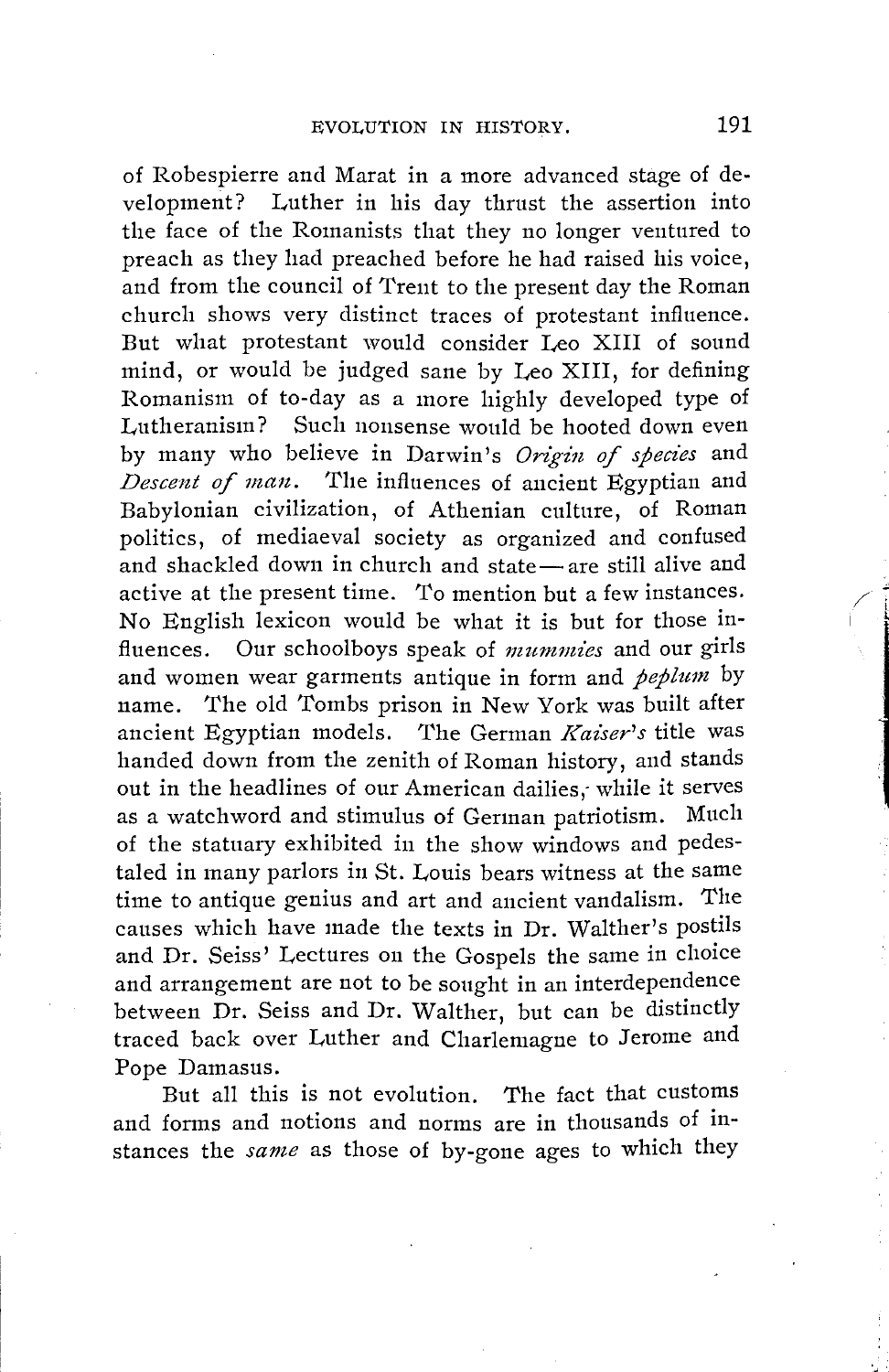of Robespierre and Marat in a more advanced stage of development? Luther in his day thrust the assertion into the face of the Romanists that they no longer ventured to preach as they had preached before he had raised his voice, and from the council of Trent to the present day the Roman church shows very distinct traces of protestant influence. But what protestant would consider Leo XIII of sound mind, or would be judged sane by Leo XIII, for defining Romanism of to-day as a more highly developed type of Lutheranism? Such nonsense would be hooted down even by many who believe in Darwin's *Origin of species* and *Descent of man*. The influences of ancient Egyptian and Babylonian civilization, of Athenian culture, of Roman politics, of mediaeval society as organized and confused and shackled down in church and state—are still alive and active at the present time. To mention but a few instances. No English lexicon would be what it is but for those influences. Our schoolboys speak of *mummies* and our girls and women wear garments antique in form and *peplum* by name. The old Tombs prison in New York was built after ancient Egyptian models. The German *Kaiser's* title was handed down from the zenith of Roman history, and stands out in the headlines of our American dailies, while it serves as a watchword and stimulus of German patriotism. Much of the statuary exhibited in the show windows and pedestaled in many parlors in St. Louis bears witness at the same time to antique genius and art and ancient vandalism. The causes which have made the texts in Dr. Walther's postils and Dr. Seiss' Lectures on the Gospels the same in choice and arrangement are not to be sought in an interdependence between Dr. Seiss and Dr. Walther, but can be distinctly traced back over Luther and Charlemagne to Jerome and Pope Damasus.

But all this is not evolution. The fact that customs and forms and notions and norms are in thousands of instances the *same* as those of by-gone ages to which they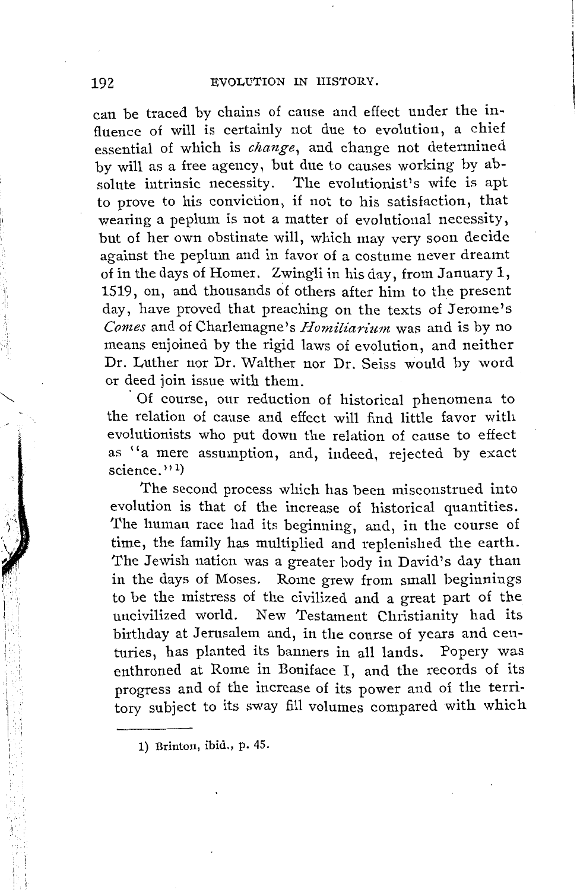can be traced by chains of cause and effect under the influence of will is certainly not due to evolution, a chief essential of which is *change*, and change not determined by will as a free agency, but due to causes working by absolute intrinsic necessity. The evolutionist's wife is apt to prove to his conviction, if not to his satisfaction, that wearing a peplum is not a matter of evolutional necessity, but of her own obstinate will, which may very soon decide against the peplum and in favor of a costume never dreamt of in the days of Homer. Zwingli in his day, from January 1, 1519, on, and thousands of others after him to the present day, have proved that preaching on the texts of Jerome's *Comes* and of Charlemagne's *Homiliarium* was and is by no means enjoined by the rigid laws of evolution, and neither Dr. Luther nor Dr. Walther nor Dr. Seiss would by word or deed join issue with them.

Of course, our reduction of historical phenomena to the relation of cause and effect will find little favor with evolutionists who put down the relation of cause to effect as "a mere assumption, and, indeed, rejected by exact science."[1]

The second process which has been misconstrued into evolution is that of the increase of historical quantities. The human race had its beginning, and, in the course of time, the family has multiplied and replenished the earth. The Jewish nation was a greater body in David's day than in the days of Moses. Rome grew from small beginnings to be the mistress of the civilized and a great part of the uncivilized world. New Testament Christianity had its birthday at Jerusalem and, in the course of years and centuries, has planted its banners in all lands. Popery was enthroned at Rome in Boniface I, and the records of its progress and of the increase of its power and of the territory subject to its sway fill volumes compared with which

1) Brinton, ibid., p. 45.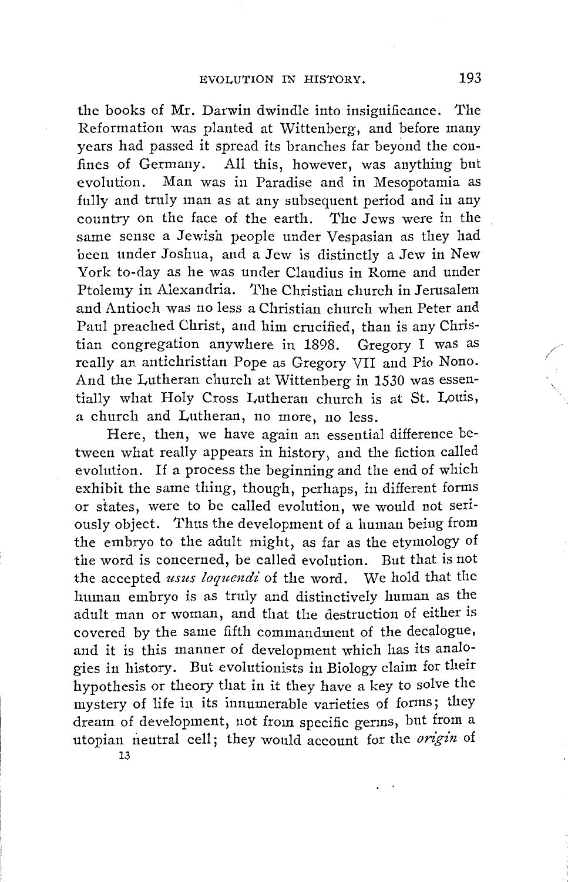the books of Mr. Darwin dwindle into insignificance. The Reformation was planted at Wittenberg, and before many years had passed it spread its branches far beyond the confines of Germany. All this, however, was anything but evolution. Man was in Paradise and in Mesopotamia as fully and truly man as at any subsequent period and in any country on the face of the earth. The Jews were in the same sense a Jewish people under Vespasian as they had been under Joshua, and a Jew is distinctly a Jew in New York to-day as he was under Claudius in Rome and under Ptolemy in Alexandria. The Christian church in Jerusalem and Antioch was no less a Christian church when Peter and Paul preached Christ, and him crucified, than is any Christian congregation anywhere in 1898. Gregory I was as really an antichristian Pope as Gregory VII and Pio Nono. And the Lutheran church at Wittenberg in 1530 was essentially what Holy Cross Lutheran church is at St. Louis, a church and Lutheran, no more, no less.

Here, then, we have again an essential difference between what really appears in history, and the fiction called evolution. If a process the beginning and the end of which exhibit the same thing, though, perhaps, in different forms or states, were to be called evolution, we would not seriously object. Thus the development of a human being from the embryo to the adult might, as far as the etymology of the word is concerned, be called evolution. But that is not the accepted *usus loquendi* of the word. We hold that the human embryo is as truly and distinctively human as the adult man or woman, and that the destruction of either is covered by the same fifth commandment of the decalogue, and it is this manner of development which has its analogies in history. But evolutionists in Biology claim for their hypothesis or theory that in it they have a key to solve the mystery of life in its innumerable varieties of forms; they dream of development, not from specific germs, but from a utopian neutral cell; they would account for the *origin* of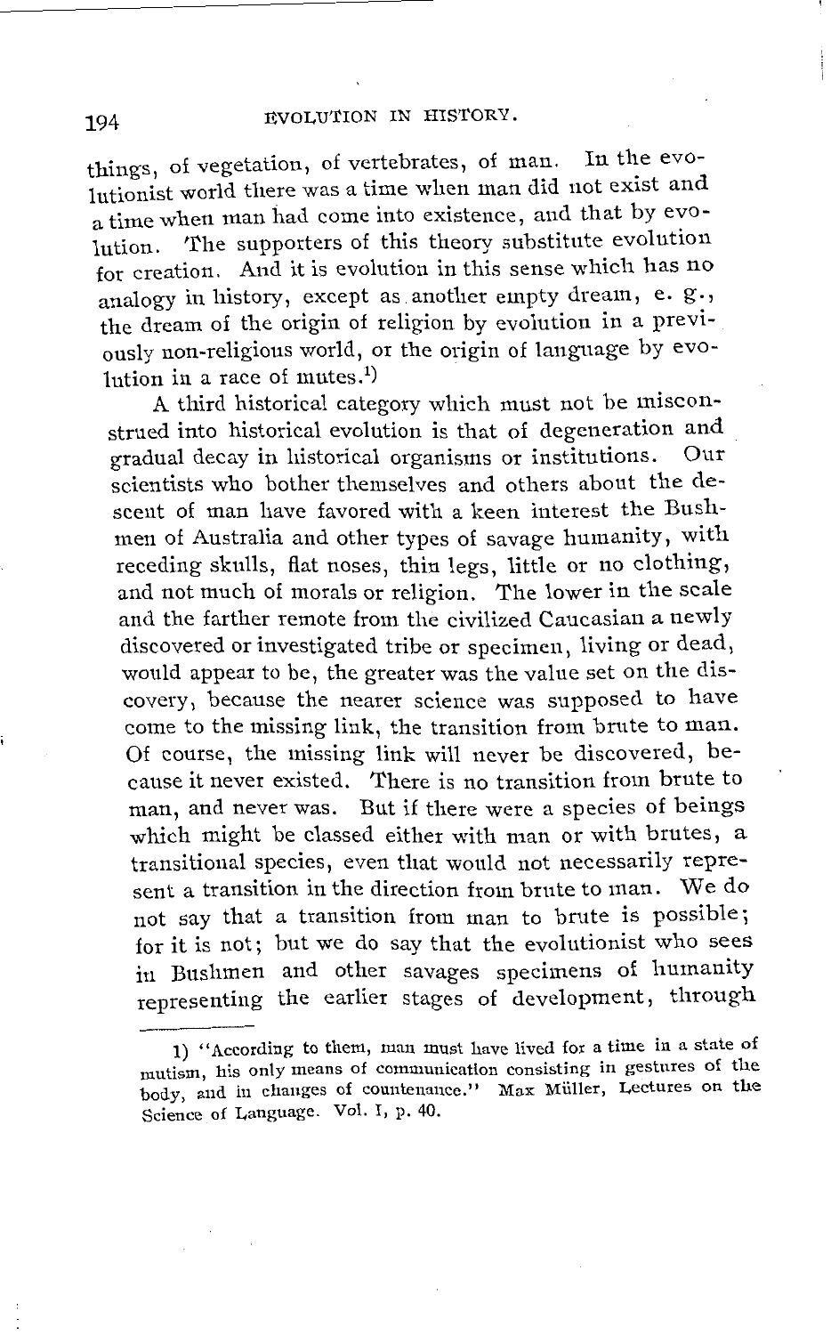things, of vegetation, of vertebrates, of man. In the evolutionist world there was a time when man did not exist and a time when man had come into existence, and that by evolution. The supporters of this theory substitute evolution for creation. And it is evolution in this sense which has no analogy in history, except as another empty dream, e. g., the dream of the origin of religion by evolution in a previously non-religious world, or the origin of language by evolution in a race of mutes.[1]

A third historical category which must not be misconstrued into historical evolution is that of degeneration and gradual decay in historical organisms or institutions. Our scientists who bother themselves and others about the descent of man have favored with a keen interest the Bushmen of Australia and other types of savage humanity, with receding skulls, flat noses, thin legs, little or no clothing, and not much of morals or religion. The lower in the scale and the farther remote from the civilized Caucasian a newly discovered or investigated tribe or specimen, living or dead, would appear to be, the greater was the value set on the discovery, because the nearer science was supposed to have come to the missing link, the transition from brute to man. Of course, the missing link will never be discovered, because it never existed. There is no transition from brute to man, and never was. But if there were a species of beings which might be classed either with man or with brutes, a transitional species, even that would not necessarily represent a transition in the direction from brute to man. We do not say that a transition from man to brute is possible; for it is not; but we do say that the evolutionist who sees in Bushmen and other savages specimens of humanity representing the earlier stages of development, through

1) "According to them, man must have lived for a time in a state of mutism, his only means of communication consisting in gestures of the body, and in changes of countenance." Max Müller, Lectures on the Science of Language. Vol. I, p. 40.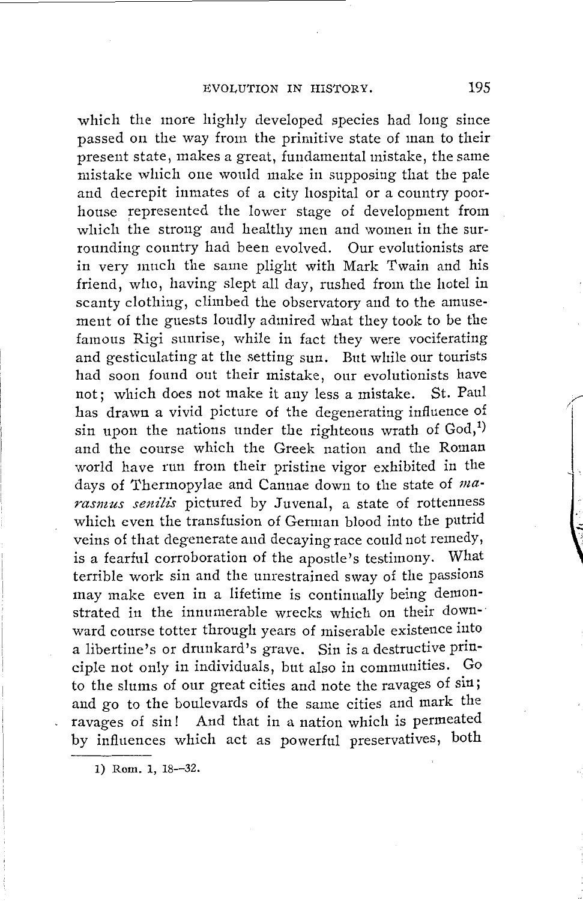which the more highly developed species had long since passed on the way from the primitive state of man to their present state, makes a great, fundamental mistake, the same mistake which one would make in supposing that the pale and decrepit inmates of a city hospital or a country poorhouse represented the lower stage of development from which the strong and healthy men and women in the surrounding country had been evolved. Our evolutionists are in very much the same plight with Mark Twain and his friend, who, having slept all day, rushed from the hotel in scanty clothing, climbed the observatory and to the amusement of the guests loudly admired what they took to be the famous Rigi sunrise, while in fact they were vociferating and gesticulating at the setting sun. But while our tourists had soon found out their mistake, our evolutionists have not; which does not make it any less a mistake. St. Paul has drawn a vivid picture of the degenerating influence of sin upon the nations under the righteous wrath of God,[1] and the course which the Greek nation and the Roman world have run from their pristine vigor exhibited in the days of Thermopylae and Cannae down to the state of *marasmus senilis* pictured by Juvenal, a state of rottenness which even the transfusion of German blood into the putrid veins of that degenerate and decaying race could not remedy, is a fearful corroboration of the apostle's testimony. What terrible work sin and the unrestrained sway of the passions may make even in a lifetime is continually being demonstrated in the innumerable wrecks which on their downward course totter through years of miserable existence into a libertine's or drunkard's grave. Sin is a destructive principle not only in individuals, but also in communities. Go to the slums of our great cities and note the ravages of sin; and go to the boulevards of the same cities and mark the ravages of sin! And that in a nation which is permeated by influences which act as powerful preservatives, both

1) Rom. 1, 18—32.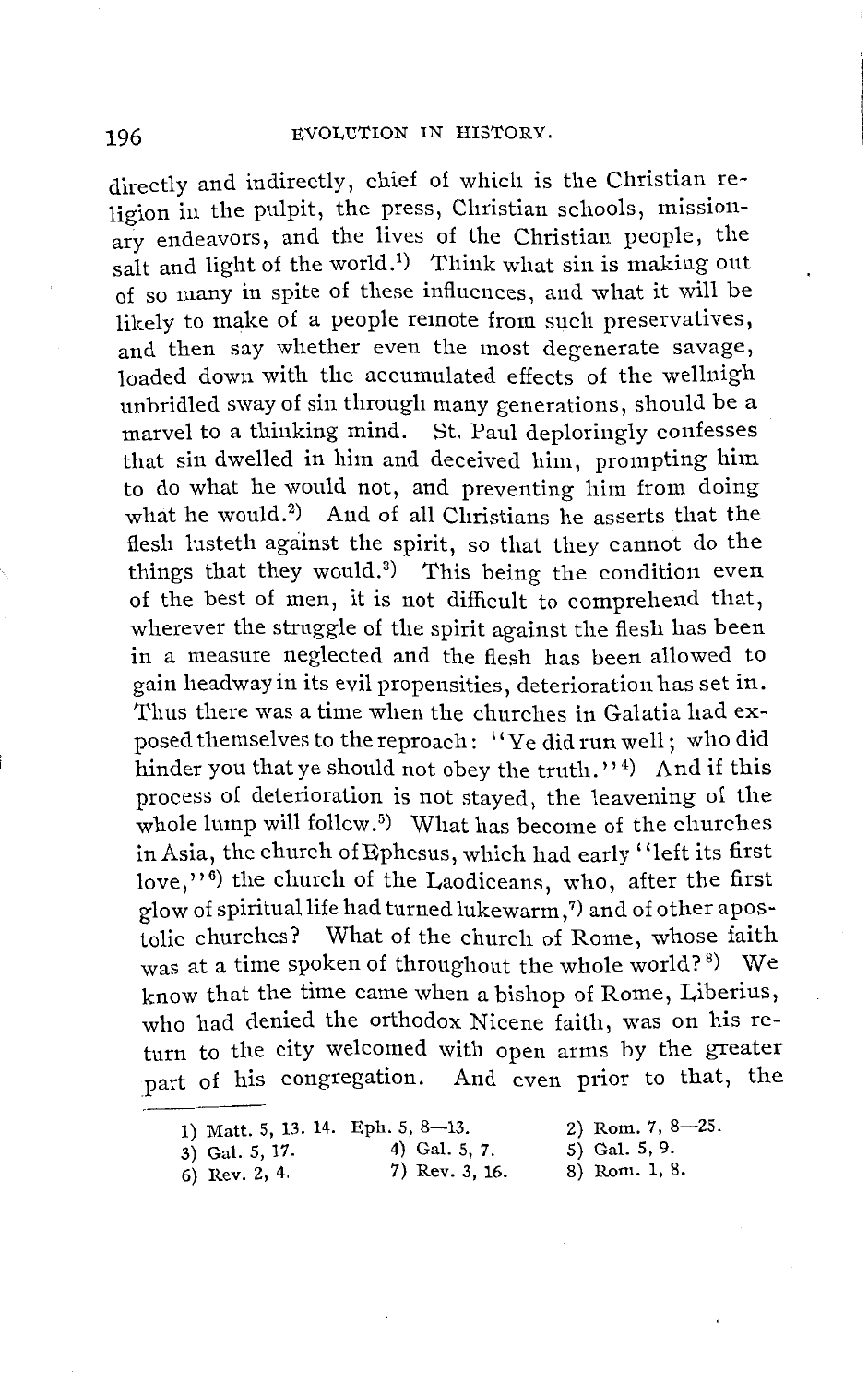directly and indirectly, chief of which is the Christian religion in the pulpit, the press, Christian schools, missionary endeavors, and the lives of the Christian people, the salt and light of the world.[1] Think what sin is making out of so many in spite of these influences, and what it will be likely to make of a people remote from such preservatives, and then say whether even the most degenerate savage, loaded down with the accumulated effects of the wellnigh unbridled sway of sin through many generations, should be a marvel to a thinking mind. St. Paul deploringly confesses that sin dwelled in him and deceived him, prompting him to do what he would not, and preventing him from doing what he would.[2] And of all Christians he asserts that the flesh lusteth against the spirit, so that they cannot do the things that they would.[3] This being the condition even of the best of men, it is not difficult to comprehend that, wherever the struggle of the spirit against the flesh has been in a measure neglected and the flesh has been allowed to gain headway in its evil propensities, deterioration has set in. Thus there was a time when the churches in Galatia had exposed themselves to the reproach: "Ye did run well; who did hinder you that ye should not obey the truth."[4] And if this process of deterioration is not stayed, the leavening of the whole lump will follow.[5] What has become of the churches in Asia, the church of Ephesus, which had early "left its first love,"[6] the church of the Laodiceans, who, after the first glow of spiritual life had turned lukewarm,[7] and of other apostolic churches? What of the church of Rome, whose faith was at a time spoken of throughout the whole world?[8] We know that the time came when a bishop of Rome, Liberius, who had denied the orthodox Nicene faith, was on his return to the city welcomed with open arms by the greater part of his congregation. And even prior to that, the

---

1) Matt. 5, 13. 14. Eph. 5, 8—13.
2) Rom. 7, 8—25.
3) Gal. 5, 17.
4) Gal. 5, 7.
5) Gal. 5, 9.
6) Rev. 2, 4.
7) Rev. 3, 16.
8) Rom. 1, 8.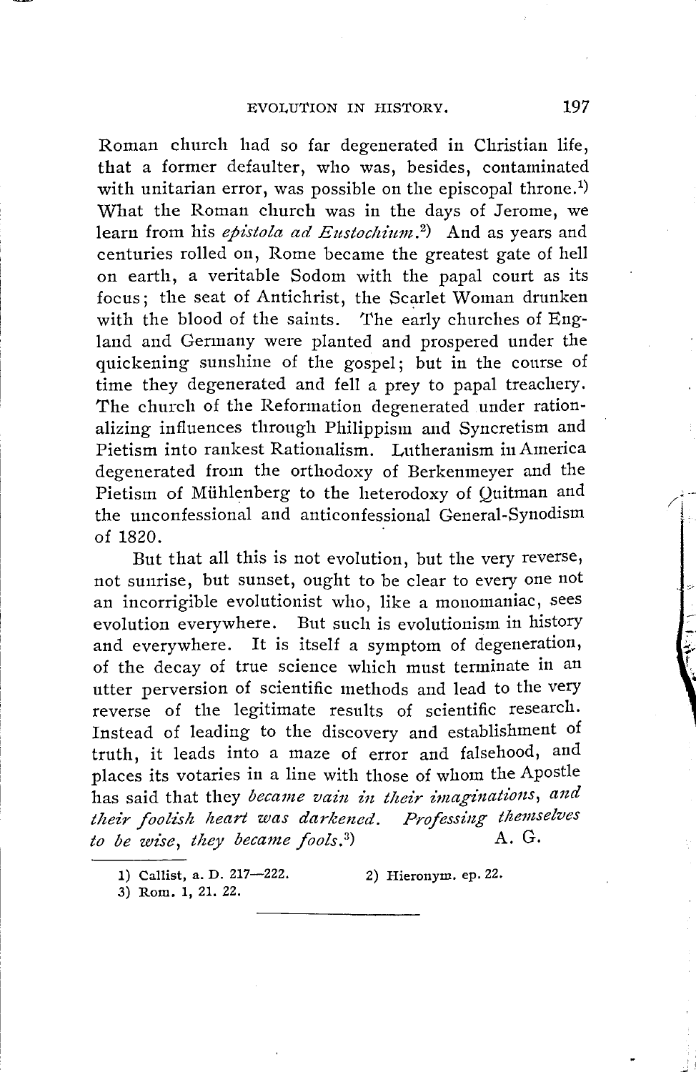Roman church had so far degenerated in Christian life, that a former defaulter, who was, besides, contaminated with unitarian error, was possible on the episcopal throne.[1] What the Roman church was in the days of Jerome, we learn from his *epistola ad Eustochium*.[2] And as years and centuries rolled on, Rome became the greatest gate of hell on earth, a veritable Sodom with the papal court as its focus; the seat of Antichrist, the Scarlet Woman drunken with the blood of the saints. The early churches of England and Germany were planted and prospered under the quickening sunshine of the gospel; but in the course of time they degenerated and fell a prey to papal treachery. The church of the Reformation degenerated under rationalizing influences through Philippism and Syncretism and Pietism into rankest Rationalism. Lutheranism in America degenerated from the orthodoxy of Berkenmeyer and the Pietism of Mühlenberg to the heterodoxy of Quitman and the unconfessional and anticonfessional General-Synodism of 1820.

But that all this is not evolution, but the very reverse, not sunrise, but sunset, ought to be clear to every one not an incorrigible evolutionist who, like a monomaniac, sees evolution everywhere. But such is evolutionism in history and everywhere. It is itself a symptom of degeneration, of the decay of true science which must terminate in an utter perversion of scientific methods and lead to the very reverse of the legitimate results of scientific research. Instead of leading to the discovery and establishment of truth, it leads into a maze of error and falsehood, and places its votaries in a line with those of whom the Apostle has said that they *became vain in their imaginations, and their foolish heart was darkened. Professing themselves to be wise, they became fools*.[3]

A. G.

---

1) Callist, a. D. 217—222.

2) Hieronym. ep. 22.

3) Rom. 1, 21. 22.